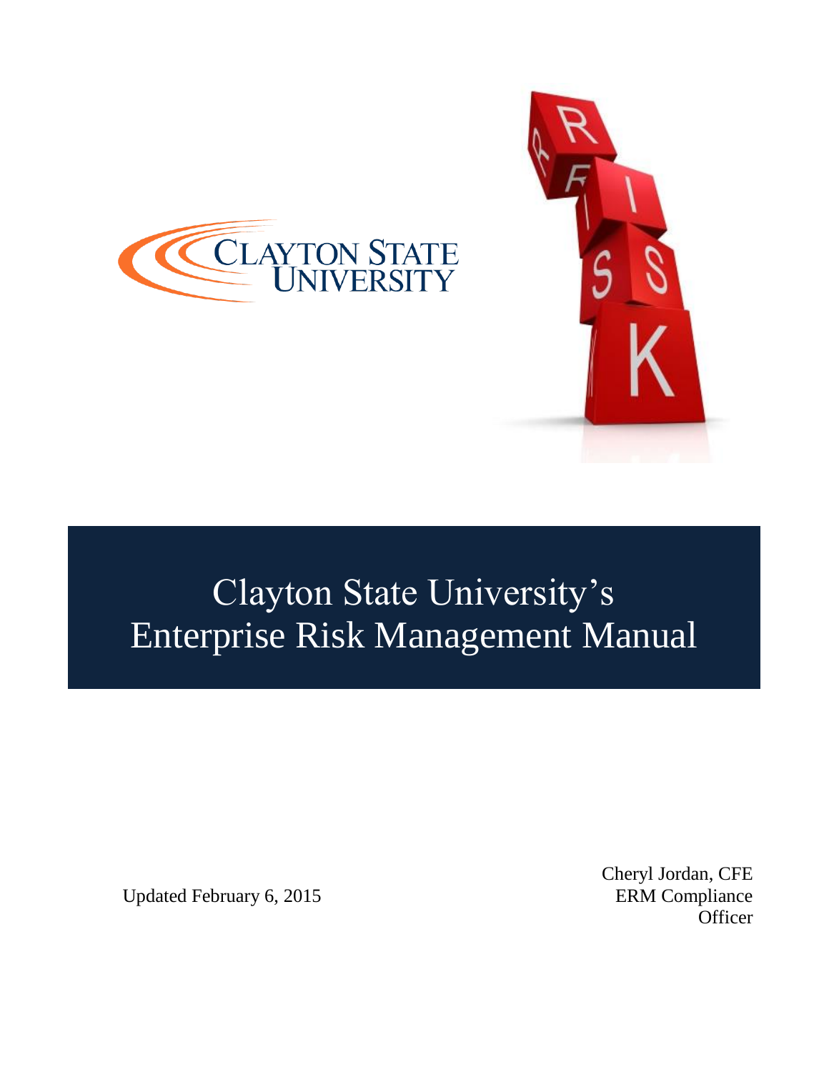# Clayton State University's Enterprise Risk Management Manual

Updated February 6, 2015

Cheryl Jordan, CFE
ERM Compliance Officer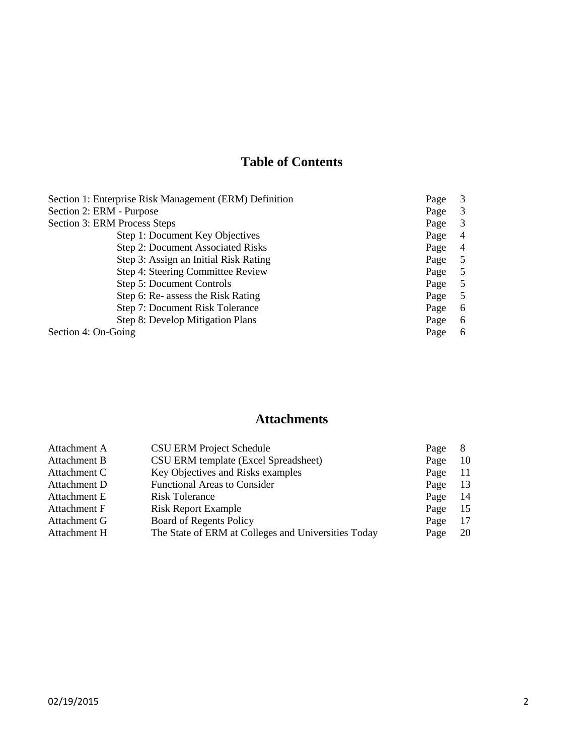# Table of Contents

| | |
|---|---|
| Section 1: Enterprise Risk Management (ERM) Definition | Page 3 |
| Section 2: ERM - Purpose | Page 3 |
| Section 3: ERM Process Steps | Page 3 |
| Step 1: Document Key Objectives | Page 4 |
| Step 2: Document Associated Risks | Page 4 |
| Step 3: Assign an Initial Risk Rating | Page 5 |
| Step 4: Steering Committee Review | Page 5 |
| Step 5: Document Controls | Page 5 |
| Step 6: Re- assess the Risk Rating | Page 5 |
| Step 7: Document Risk Tolerance | Page 6 |
| Step 8: Develop Mitigation Plans | Page 6 |
| Section 4: On-Going | Page 6 |

# Attachments

| | | |
|---|---|---|
| Attachment A | CSU ERM Project Schedule | Page 8 |
| Attachment B | CSU ERM template (Excel Spreadsheet) | Page 10 |
| Attachment C | Key Objectives and Risks examples | Page 11 |
| Attachment D | Functional Areas to Consider | Page 13 |
| Attachment E | Risk Tolerance | Page 14 |
| Attachment F | Risk Report Example | Page 15 |
| Attachment G | Board of Regents Policy | Page 17 |
| Attachment H | The State of ERM at Colleges and Universities Today | Page 20 |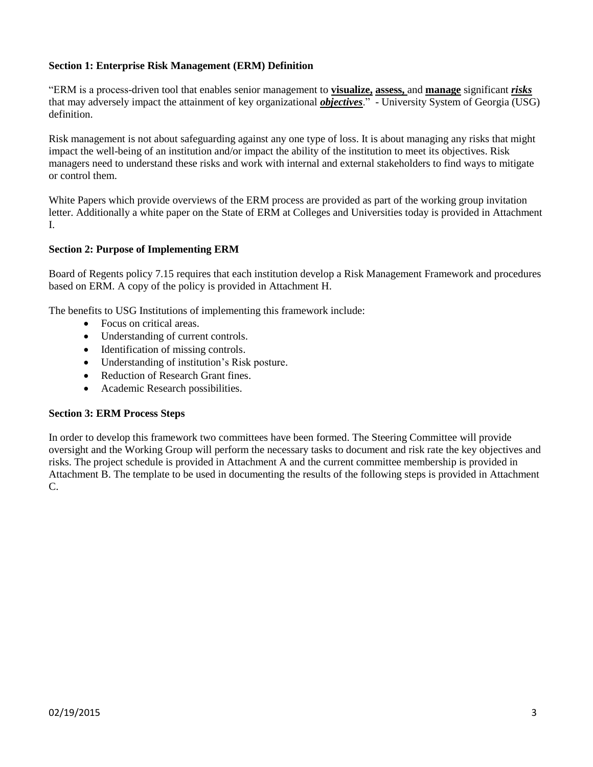### Section 1: Enterprise Risk Management (ERM) Definition

"ERM is a process-driven tool that enables senior management to **visualize, assess,** and **manage** significant ***risks*** that may adversely impact the attainment of key organizational ***objectives***." - University System of Georgia (USG) definition.

Risk management is not about safeguarding against any one type of loss. It is about managing any risks that might impact the well-being of an institution and/or impact the ability of the institution to meet its objectives. Risk managers need to understand these risks and work with internal and external stakeholders to find ways to mitigate or control them.

White Papers which provide overviews of the ERM process are provided as part of the working group invitation letter. Additionally a white paper on the State of ERM at Colleges and Universities today is provided in Attachment I.

### Section 2: Purpose of Implementing ERM

Board of Regents policy 7.15 requires that each institution develop a Risk Management Framework and procedures based on ERM. A copy of the policy is provided in Attachment H.

The benefits to USG Institutions of implementing this framework include:

- Focus on critical areas.
- Understanding of current controls.
- Identification of missing controls.
- Understanding of institution's Risk posture.
- Reduction of Research Grant fines.
- Academic Research possibilities.

### Section 3: ERM Process Steps

In order to develop this framework two committees have been formed. The Steering Committee will provide oversight and the Working Group will perform the necessary tasks to document and risk rate the key objectives and risks. The project schedule is provided in Attachment A and the current committee membership is provided in Attachment B. The template to be used in documenting the results of the following steps is provided in Attachment C.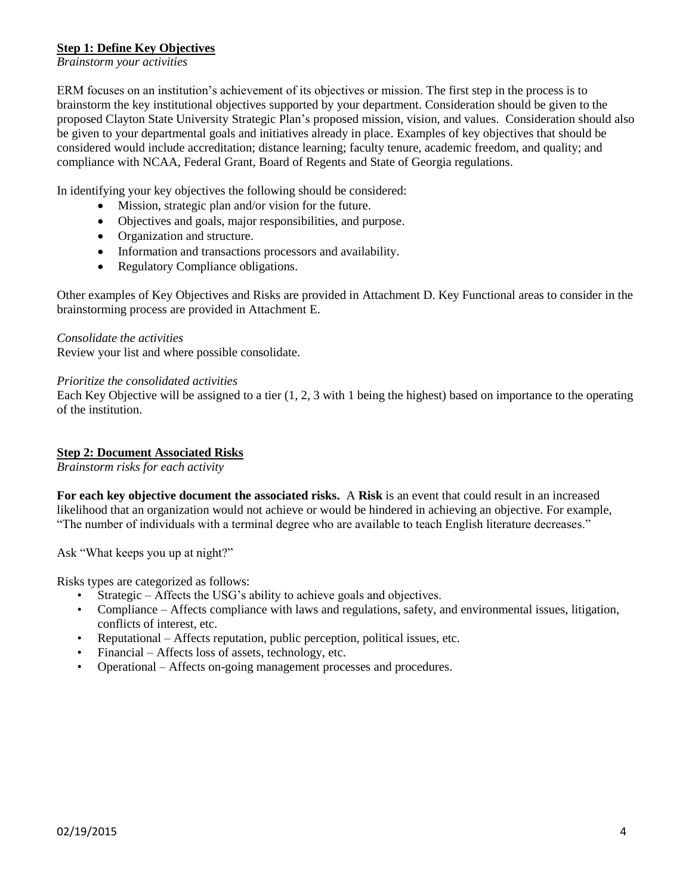**Step 1: Define Key Objectives**

*Brainstorm your activities*

ERM focuses on an institution's achievement of its objectives or mission. The first step in the process is to brainstorm the key institutional objectives supported by your department. Consideration should be given to the proposed Clayton State University Strategic Plan's proposed mission, vision, and values. Consideration should also be given to your departmental goals and initiatives already in place. Examples of key objectives that should be considered would include accreditation; distance learning; faculty tenure, academic freedom, and quality; and compliance with NCAA, Federal Grant, Board of Regents and State of Georgia regulations.

In identifying your key objectives the following should be considered:

- Mission, strategic plan and/or vision for the future.
- Objectives and goals, major responsibilities, and purpose.
- Organization and structure.
- Information and transactions processors and availability.
- Regulatory Compliance obligations.

Other examples of Key Objectives and Risks are provided in Attachment D. Key Functional areas to consider in the brainstorming process are provided in Attachment E.

*Consolidate the activities*

Review your list and where possible consolidate.

*Prioritize the consolidated activities*

Each Key Objective will be assigned to a tier (1, 2, 3 with 1 being the highest) based on importance to the operating of the institution.

**Step 2: Document Associated Risks**

*Brainstorm risks for each activity*

**For each key objective document the associated risks.** A **Risk** is an event that could result in an increased likelihood that an organization would not achieve or would be hindered in achieving an objective. For example, "The number of individuals with a terminal degree who are available to teach English literature decreases."

Ask "What keeps you up at night?"

Risks types are categorized as follows:

- Strategic – Affects the USG's ability to achieve goals and objectives.
- Compliance – Affects compliance with laws and regulations, safety, and environmental issues, litigation, conflicts of interest, etc.
- Reputational – Affects reputation, public perception, political issues, etc.
- Financial – Affects loss of assets, technology, etc.
- Operational – Affects on-going management processes and procedures.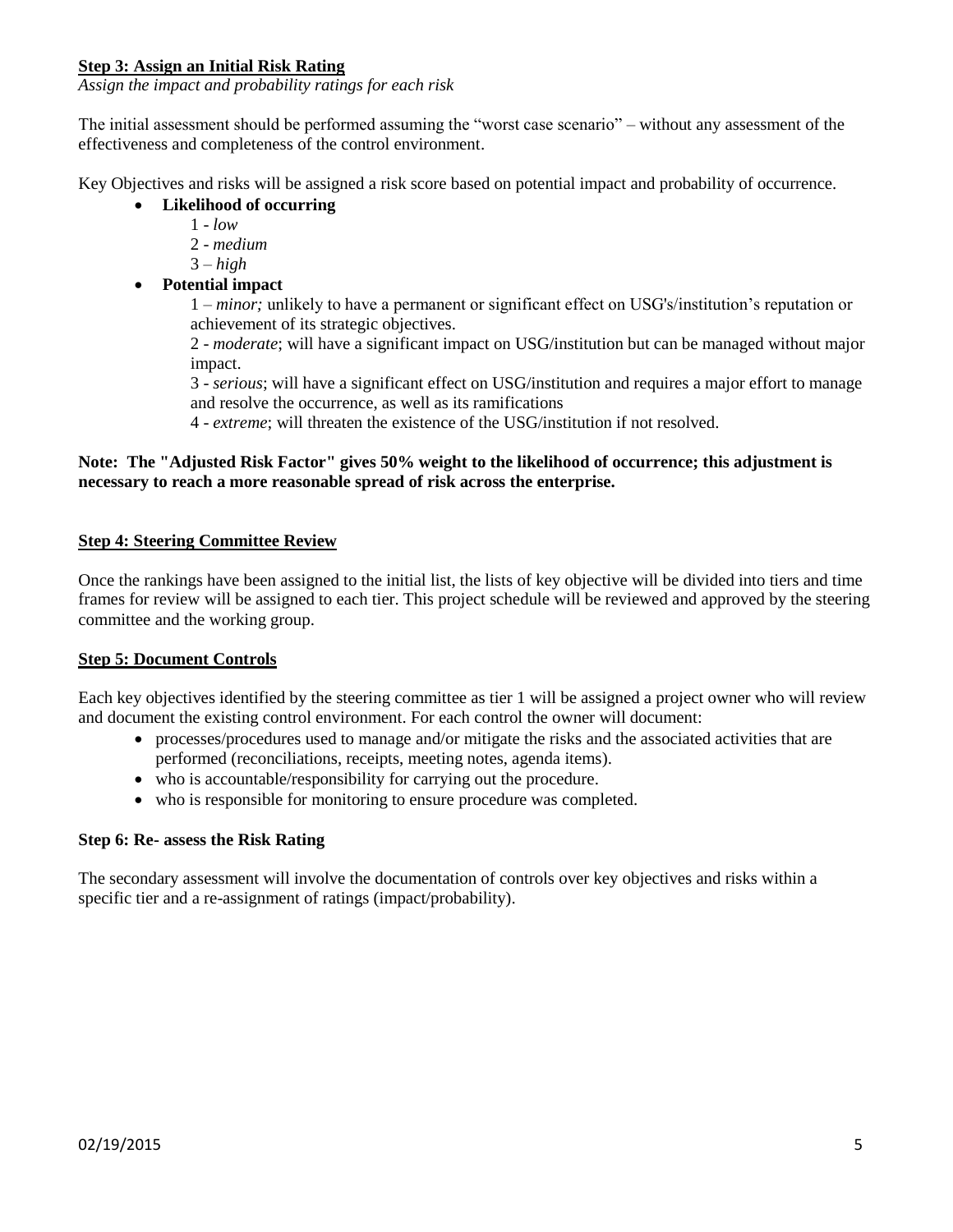**Step 3: Assign an Initial Risk Rating**

*Assign the impact and probability ratings for each risk*

The initial assessment should be performed assuming the "worst case scenario" – without any assessment of the effectiveness and completeness of the control environment.

Key Objectives and risks will be assigned a risk score based on potential impact and probability of occurrence.

- **Likelihood of occurring**
  - 1 - *low*
  - 2 - *medium*
  - 3 – *high*
- **Potential impact**
  - 1 – *minor;* unlikely to have a permanent or significant effect on USG's/institution's reputation or achievement of its strategic objectives.
  - 2 - *moderate*; will have a significant impact on USG/institution but can be managed without major impact.
  - 3 - *serious*; will have a significant effect on USG/institution and requires a major effort to manage and resolve the occurrence, as well as its ramifications
  - 4 - *extreme*; will threaten the existence of the USG/institution if not resolved.

**Note: The "Adjusted Risk Factor" gives 50% weight to the likelihood of occurrence; this adjustment is necessary to reach a more reasonable spread of risk across the enterprise.**

**Step 4: Steering Committee Review**

Once the rankings have been assigned to the initial list, the lists of key objective will be divided into tiers and time frames for review will be assigned to each tier. This project schedule will be reviewed and approved by the steering committee and the working group.

**Step 5: Document Controls**

Each key objectives identified by the steering committee as tier 1 will be assigned a project owner who will review and document the existing control environment. For each control the owner will document:

- processes/procedures used to manage and/or mitigate the risks and the associated activities that are performed (reconciliations, receipts, meeting notes, agenda items).
- who is accountable/responsibility for carrying out the procedure.
- who is responsible for monitoring to ensure procedure was completed.

**Step 6: Re- assess the Risk Rating**

The secondary assessment will involve the documentation of controls over key objectives and risks within a specific tier and a re-assignment of ratings (impact/probability).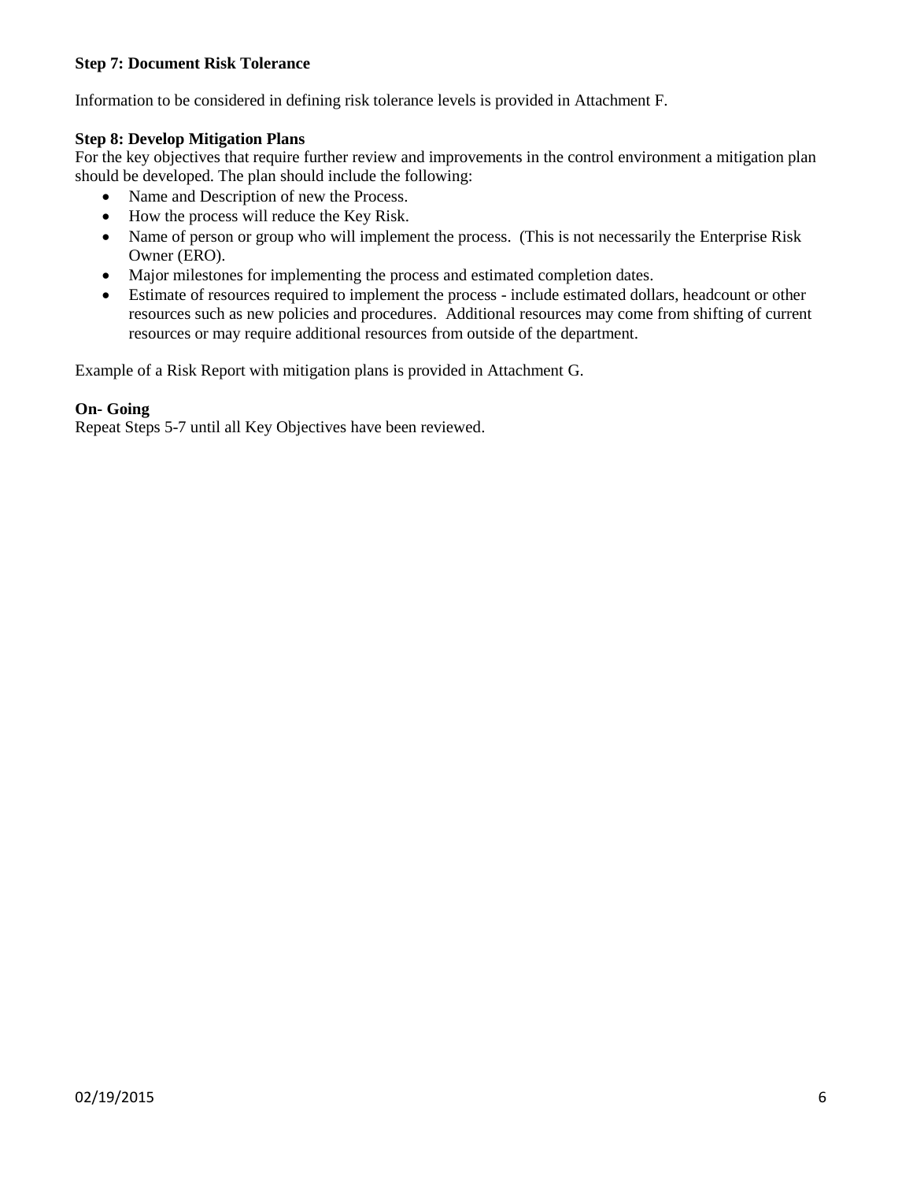**Step 7: Document Risk Tolerance**

Information to be considered in defining risk tolerance levels is provided in Attachment F.

**Step 8: Develop Mitigation Plans**

For the key objectives that require further review and improvements in the control environment a mitigation plan should be developed. The plan should include the following:

- Name and Description of new the Process.
- How the process will reduce the Key Risk.
- Name of person or group who will implement the process. (This is not necessarily the Enterprise Risk Owner (ERO).
- Major milestones for implementing the process and estimated completion dates.
- Estimate of resources required to implement the process - include estimated dollars, headcount or other resources such as new policies and procedures. Additional resources may come from shifting of current resources or may require additional resources from outside of the department.

Example of a Risk Report with mitigation plans is provided in Attachment G.

**On- Going**

Repeat Steps 5-7 until all Key Objectives have been reviewed.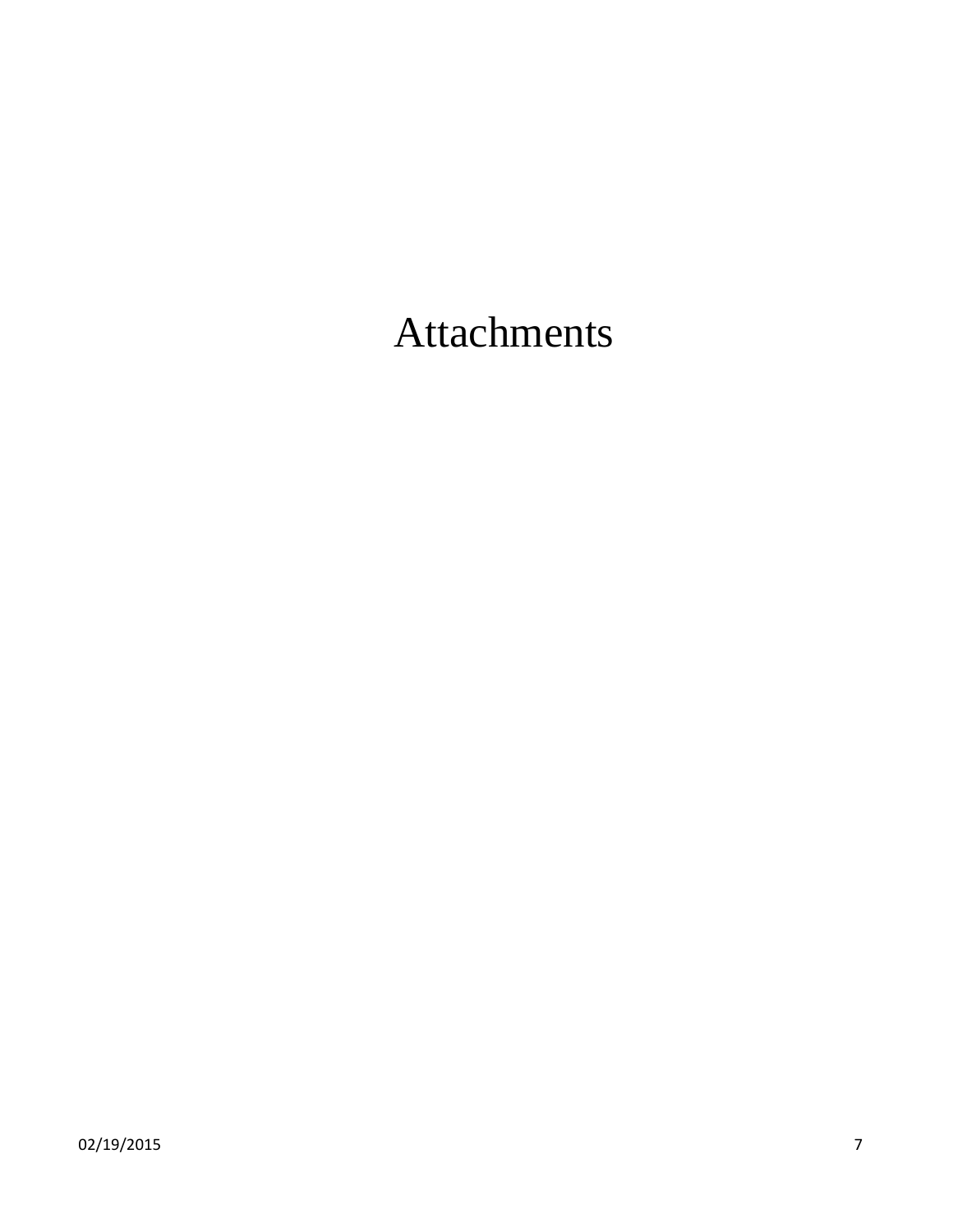# Attachments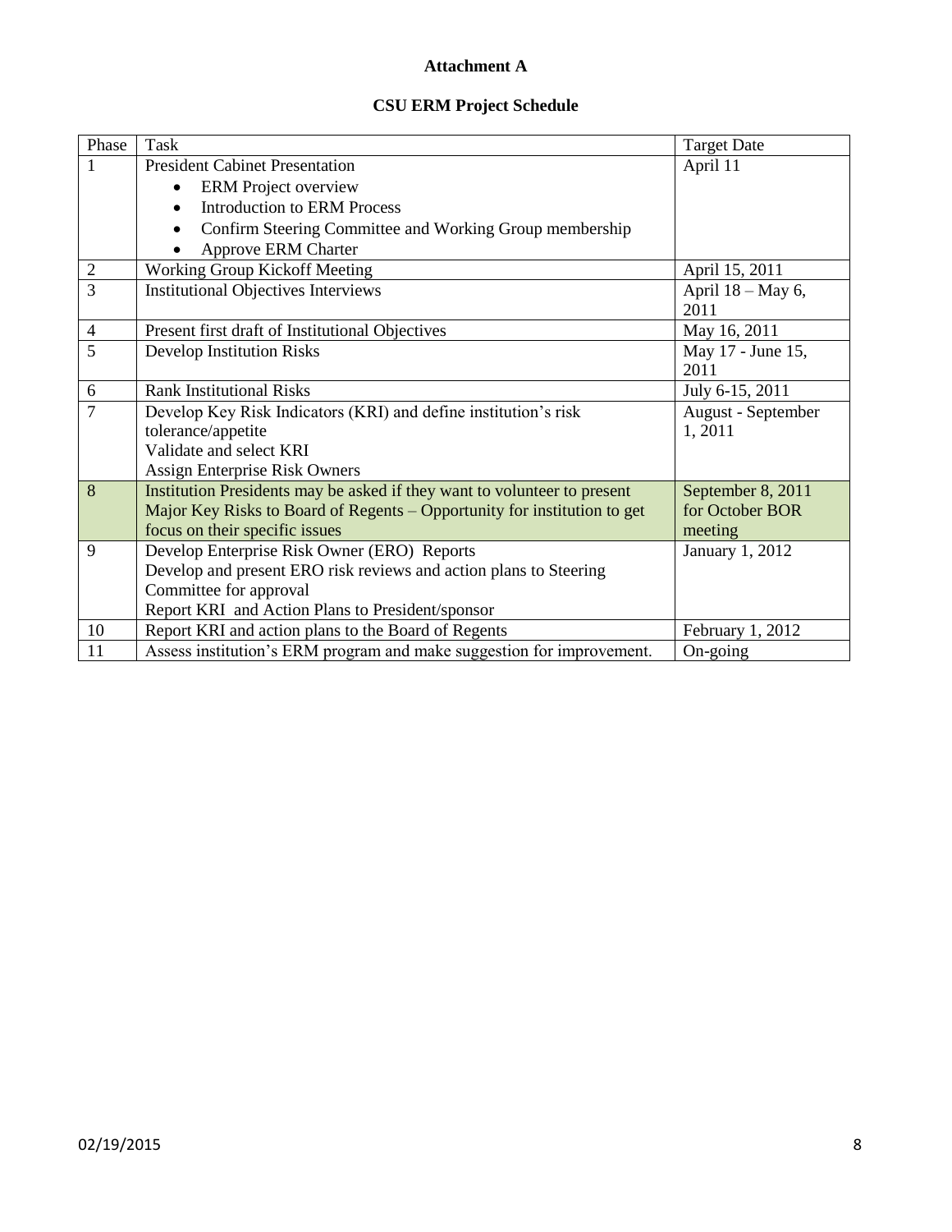**Attachment A**

**CSU ERM Project Schedule**

| Phase | Task | Target Date |
|---|---|---|
| 1 | President Cabinet Presentation<br>• ERM Project overview<br>• Introduction to ERM Process<br>• Confirm Steering Committee and Working Group membership<br>• Approve ERM Charter | April 11 |
| 2 | Working Group Kickoff Meeting | April 15, 2011 |
| 3 | Institutional Objectives Interviews | April 18 – May 6, 2011 |
| 4 | Present first draft of Institutional Objectives | May 16, 2011 |
| 5 | Develop Institution Risks | May 17 - June 15, 2011 |
| 6 | Rank Institutional Risks | July 6-15, 2011 |
| 7 | Develop Key Risk Indicators (KRI) and define institution's risk tolerance/appetite<br>Validate and select KRI<br>Assign Enterprise Risk Owners | August - September 1, 2011 |
| 8 | Institution Presidents may be asked if they want to volunteer to present Major Key Risks to Board of Regents – Opportunity for institution to get focus on their specific issues | September 8, 2011 for October BOR meeting |
| 9 | Develop Enterprise Risk Owner (ERO) Reports<br>Develop and present ERO risk reviews and action plans to Steering Committee for approval<br>Report KRI and Action Plans to President/sponsor | January 1, 2012 |
| 10 | Report KRI and action plans to the Board of Regents | February 1, 2012 |
| 11 | Assess institution's ERM program and make suggestion for improvement. | On-going |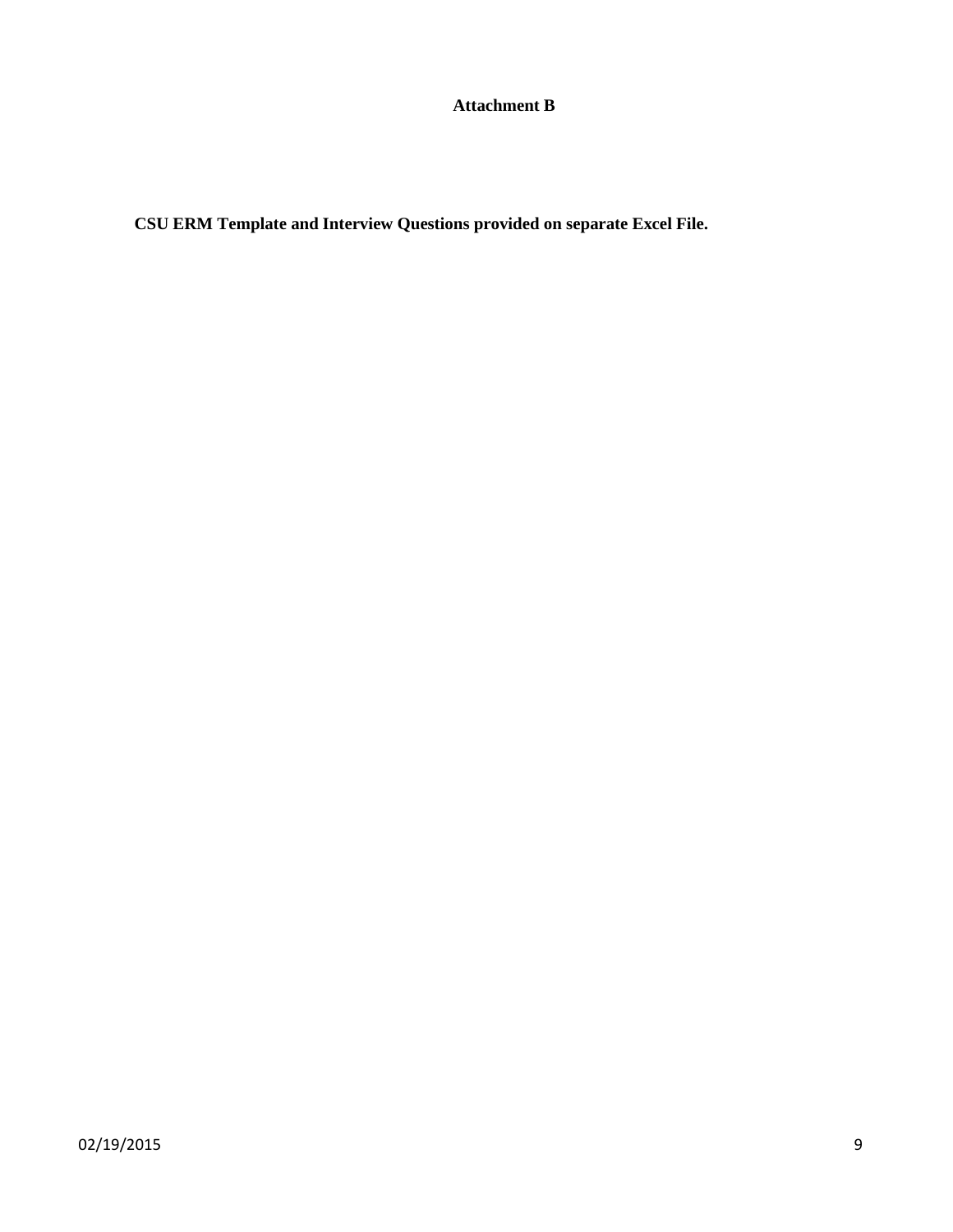**Attachment B**

**CSU ERM Template and Interview Questions provided on separate Excel File.**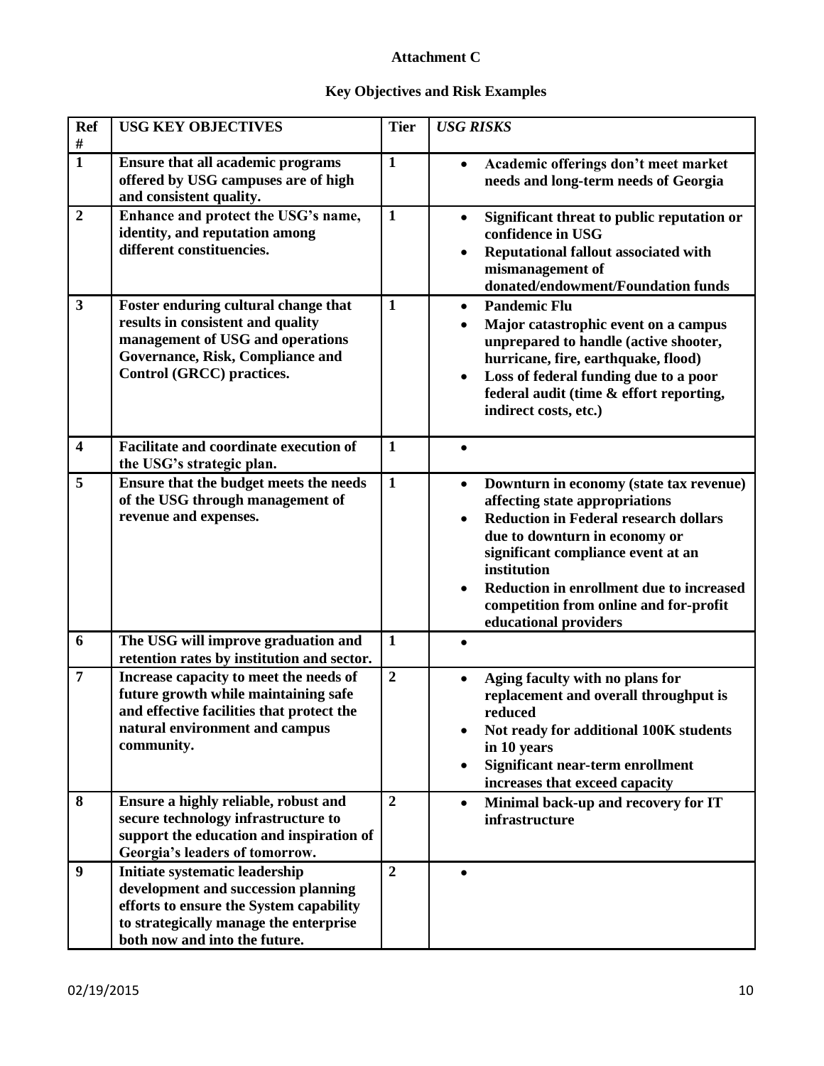**Attachment C**

**Key Objectives and Risk Examples**

| Ref # | USG KEY OBJECTIVES | Tier | *USG RISKS* |
|---|---|---|---|
| 1 | **Ensure that all academic programs offered by USG campuses are of high and consistent quality.** | 1 | • **Academic offerings don't meet market needs and long-term needs of Georgia** |
| 2 | **Enhance and protect the USG's name, identity, and reputation among different constituencies.** | 1 | • **Significant threat to public reputation or confidence in USG**<br>• **Reputational fallout associated with mismanagement of donated/endowment/Foundation funds** |
| 3 | **Foster enduring cultural change that results in consistent and quality management of USG and operations Governance, Risk, Compliance and Control (GRCC) practices.** | 1 | • **Pandemic Flu**<br>• **Major catastrophic event on a campus unprepared to handle (active shooter, hurricane, fire, earthquake, flood)**<br>• **Loss of federal funding due to a poor federal audit (time & effort reporting, indirect costs, etc.)** |
| 4 | **Facilitate and coordinate execution of the USG's strategic plan.** | 1 | • |
| 5 | **Ensure that the budget meets the needs of the USG through management of revenue and expenses.** | 1 | • **Downturn in economy (state tax revenue) affecting state appropriations**<br>• **Reduction in Federal research dollars due to downturn in economy or significant compliance event at an institution**<br>• **Reduction in enrollment due to increased competition from online and for-profit educational providers** |
| 6 | **The USG will improve graduation and retention rates by institution and sector.** | 1 | • |
| 7 | **Increase capacity to meet the needs of future growth while maintaining safe and effective facilities that protect the natural environment and campus community.** | 2 | • **Aging faculty with no plans for replacement and overall throughput is reduced**<br>• **Not ready for additional 100K students in 10 years**<br>• **Significant near-term enrollment increases that exceed capacity** |
| 8 | **Ensure a highly reliable, robust and secure technology infrastructure to support the education and inspiration of Georgia's leaders of tomorrow.** | 2 | • **Minimal back-up and recovery for IT infrastructure** |
| 9 | **Initiate systematic leadership development and succession planning efforts to ensure the System capability to strategically manage the enterprise both now and into the future.** | 2 | • |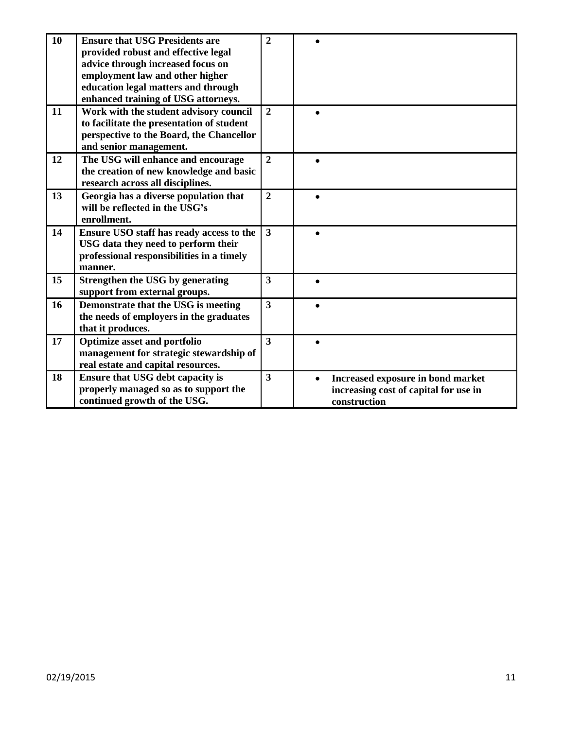| 10 | **Ensure that USG Presidents are provided robust and effective legal advice through increased focus on employment law and other higher education legal matters and through enhanced training of USG attorneys.** | **2** | • |
|---|---|---|---|
| **11** | **Work with the student advisory council to facilitate the presentation of student perspective to the Board, the Chancellor and senior management.** | **2** | • |
| **12** | **The USG will enhance and encourage the creation of new knowledge and basic research across all disciplines.** | **2** | • |
| **13** | **Georgia has a diverse population that will be reflected in the USG's enrollment.** | **2** | • |
| **14** | **Ensure USO staff has ready access to the USG data they need to perform their professional responsibilities in a timely manner.** | **3** | • |
| **15** | **Strengthen the USG by generating support from external groups.** | **3** | • |
| **16** | **Demonstrate that the USG is meeting the needs of employers in the graduates that it produces.** | **3** | • |
| **17** | **Optimize asset and portfolio management for strategic stewardship of real estate and capital resources.** | **3** | • |
| **18** | **Ensure that USG debt capacity is properly managed so as to support the continued growth of the USG.** | **3** | • **Increased exposure in bond market increasing cost of capital for use in construction** |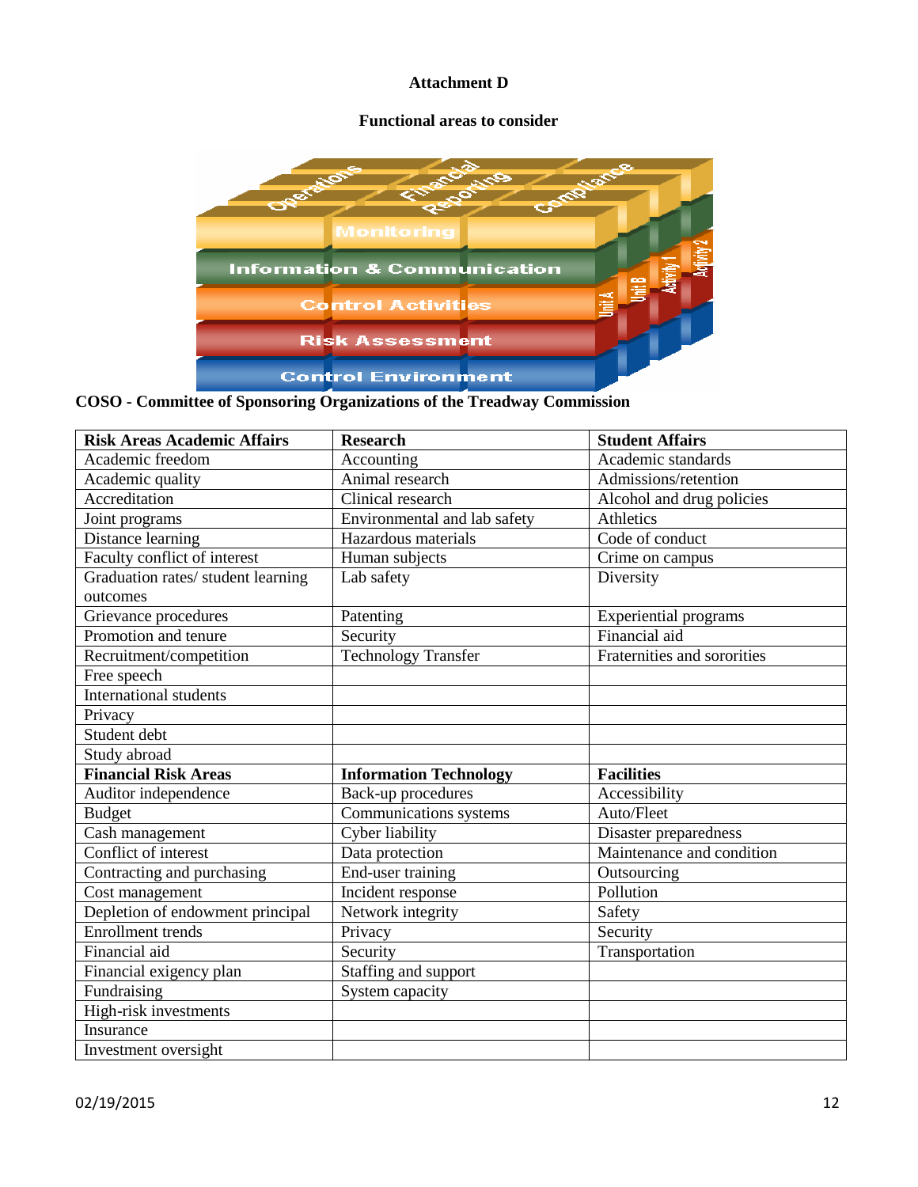**Attachment D**

**Functional areas to consider**

**COSO - Committee of Sponsoring Organizations of the Treadway Commission**

| Risk Areas Academic Affairs | Research | Student Affairs |
|---|---|---|
| Academic freedom | Accounting | Academic standards |
| Academic quality | Animal research | Admissions/retention |
| Accreditation | Clinical research | Alcohol and drug policies |
| Joint programs | Environmental and lab safety | Athletics |
| Distance learning | Hazardous materials | Code of conduct |
| Faculty conflict of interest | Human subjects | Crime on campus |
| Graduation rates/ student learning outcomes | Lab safety | Diversity |
| Grievance procedures | Patenting | Experiential programs |
| Promotion and tenure | Security | Financial aid |
| Recruitment/competition | Technology Transfer | Fraternities and sororities |
| Free speech | | |
| International students | | |
| Privacy | | |
| Student debt | | |
| Study abroad | | |
| **Financial Risk Areas** | **Information Technology** | **Facilities** |
| Auditor independence | Back-up procedures | Accessibility |
| Budget | Communications systems | Auto/Fleet |
| Cash management | Cyber liability | Disaster preparedness |
| Conflict of interest | Data protection | Maintenance and condition |
| Contracting and purchasing | End-user training | Outsourcing |
| Cost management | Incident response | Pollution |
| Depletion of endowment principal | Network integrity | Safety |
| Enrollment trends | Privacy | Security |
| Financial aid | Security | Transportation |
| Financial exigency plan | Staffing and support | |
| Fundraising | System capacity | |
| High-risk investments | | |
| Insurance | | |
| Investment oversight | | |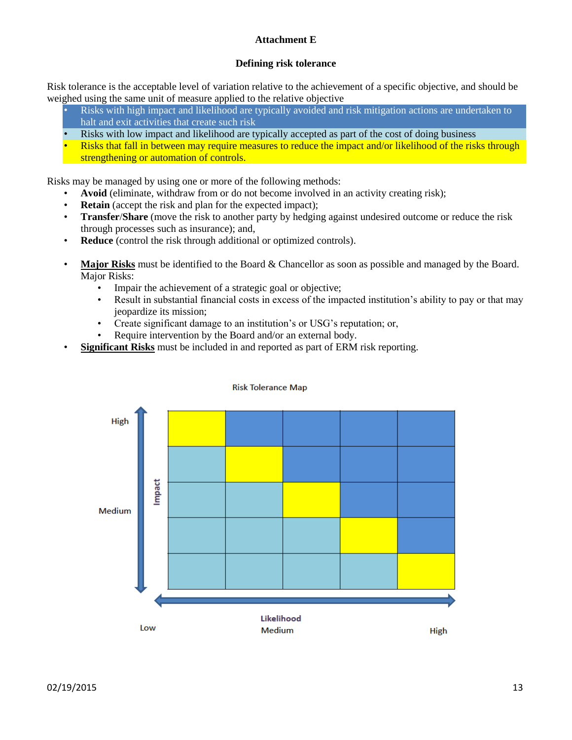**Attachment E**

**Defining risk tolerance**

Risk tolerance is the acceptable level of variation relative to the achievement of a specific objective, and should be weighed using the same unit of measure applied to the relative objective

- Risks with high impact and likelihood are typically avoided and risk mitigation actions are undertaken to halt and exit activities that create such risk
- Risks with low impact and likelihood are typically accepted as part of the cost of doing business
- Risks that fall in between may require measures to reduce the impact and/or likelihood of the risks through strengthening or automation of controls.

Risks may be managed by using one or more of the following methods:

- **Avoid** (eliminate, withdraw from or do not become involved in an activity creating risk);
- **Retain** (accept the risk and plan for the expected impact);
- **Transfer**/**Share** (move the risk to another party by hedging against undesired outcome or reduce the risk through processes such as insurance); and,
- **Reduce** (control the risk through additional or optimized controls).

- **Major Risks** must be identified to the Board & Chancellor as soon as possible and managed by the Board. Major Risks:
  - Impair the achievement of a strategic goal or objective;
  - Result in substantial financial costs in excess of the impacted institution's ability to pay or that may jeopardize its mission;
  - Create significant damage to an institution's or USG's reputation; or,
  - Require intervention by the Board and/or an external body.
- **Significant Risks** must be included in and reported as part of ERM risk reporting.

Risk Tolerance Map

Impact: High / Medium / Low

Likelihood: Low / Medium / High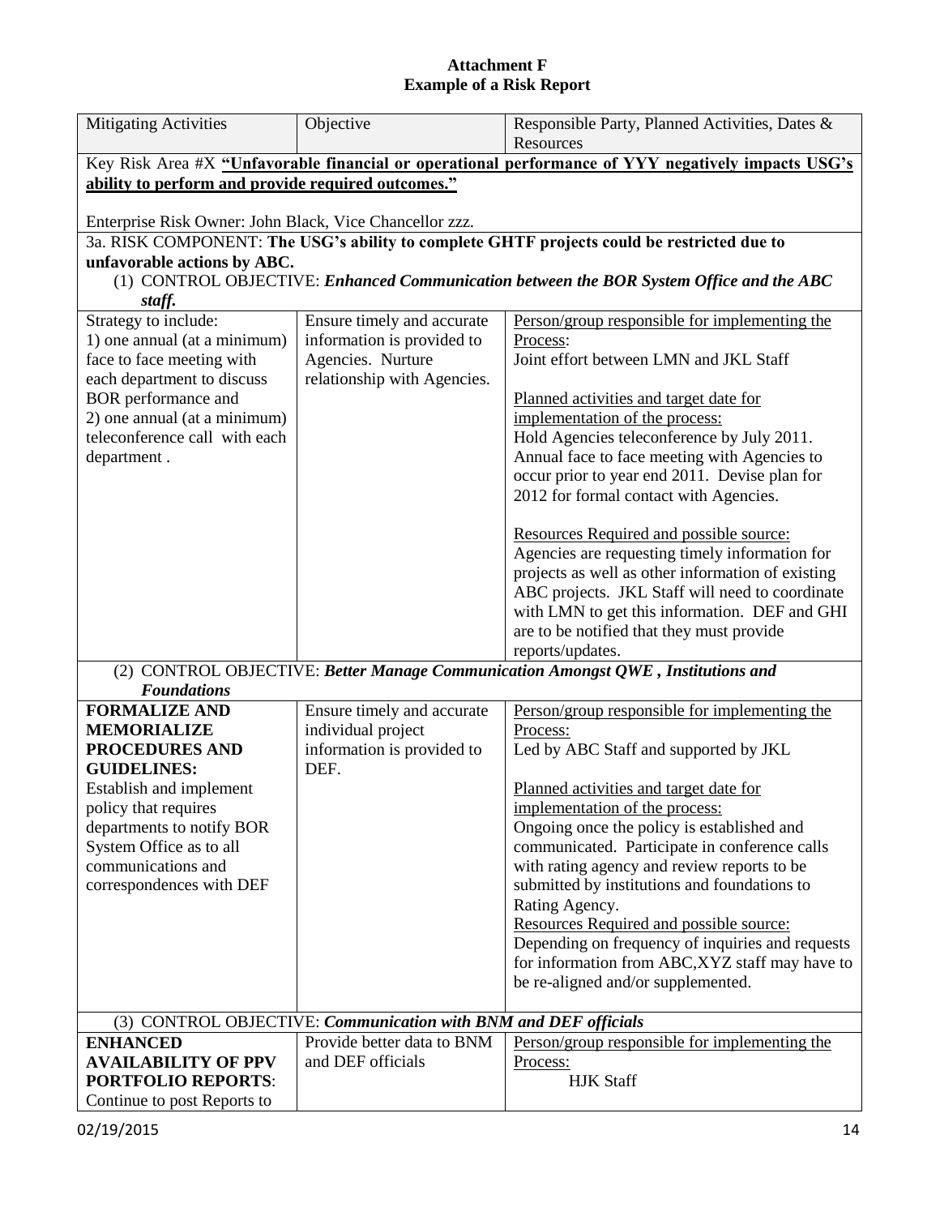**Attachment F**
**Example of a Risk Report**

| Mitigating Activities | Objective | Responsible Party, Planned Activities, Dates & Resources |
|---|---|---|
| Key Risk Area #X **"Unfavorable financial or operational performance of YYY negatively impacts USG's ability to perform and provide required outcomes."**<br><br>Enterprise Risk Owner: John Black, Vice Chancellor zzz. | | |
| 3a. RISK COMPONENT: **The USG's ability to complete GHTF projects could be restricted due to unfavorable actions by ABC.**<br>(1) CONTROL OBJECTIVE: ***Enhanced Communication between the BOR System Office and the ABC staff.*** | | |
| Strategy to include:<br>1) one annual (at a minimum) face to face meeting with each department to discuss BOR performance and<br>2) one annual (at a minimum) teleconference call with each department . | Ensure timely and accurate information is provided to Agencies. Nurture relationship with Agencies. | Person/group responsible for implementing the Process:<br>Joint effort between LMN and JKL Staff<br><br>Planned activities and target date for implementation of the process:<br>Hold Agencies teleconference by July 2011. Annual face to face meeting with Agencies to occur prior to year end 2011. Devise plan for 2012 for formal contact with Agencies.<br><br>Resources Required and possible source:<br>Agencies are requesting timely information for projects as well as other information of existing ABC projects. JKL Staff will need to coordinate with LMN to get this information. DEF and GHI are to be notified that they must provide reports/updates. |
| (2) CONTROL OBJECTIVE: ***Better Manage Communication Amongst QWE , Institutions and Foundations*** | | |
| **FORMALIZE AND MEMORIALIZE PROCEDURES AND GUIDELINES:**<br>Establish and implement policy that requires departments to notify BOR System Office as to all communications and correspondences with DEF | Ensure timely and accurate individual project information is provided to DEF. | Person/group responsible for implementing the Process:<br>Led by ABC Staff and supported by JKL<br><br>Planned activities and target date for implementation of the process:<br>Ongoing once the policy is established and communicated. Participate in conference calls with rating agency and review reports to be submitted by institutions and foundations to Rating Agency.<br>Resources Required and possible source:<br>Depending on frequency of inquiries and requests for information from ABC,XYZ staff may have to be re-aligned and/or supplemented. |
| (3) CONTROL OBJECTIVE: ***Communication with BNM and DEF officials*** | | |
| **ENHANCED AVAILABILITY OF PPV PORTFOLIO REPORTS**:<br>Continue to post Reports to | Provide better data to BNM and DEF officials | Person/group responsible for implementing the Process:<br>HJK Staff |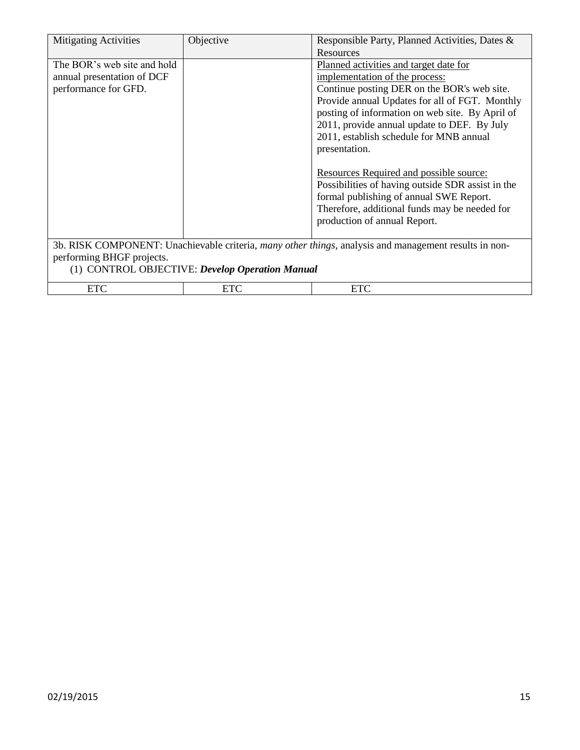| Mitigating Activities | Objective | Responsible Party, Planned Activities, Dates & Resources |
| --- | --- | --- |
| The BOR's web site and hold annual presentation of DCF performance for GFD. | | Planned activities and target date for implementation of the process:<br>Continue posting DER on the BOR's web site. Provide annual Updates for all of FGT. Monthly posting of information on web site. By April of 2011, provide annual update to DEF. By July 2011, establish schedule for MNB annual presentation.<br><br>Resources Required and possible source:<br>Possibilities of having outside SDR assist in the formal publishing of annual SWE Report. Therefore, additional funds may be needed for production of annual Report. |
| 3b. RISK COMPONENT: Unachievable criteria, *many other things*, analysis and management results in non-performing BHGF projects.<br>(1) CONTROL OBJECTIVE: ***Develop Operation Manual*** | | |
| ETC | ETC | ETC |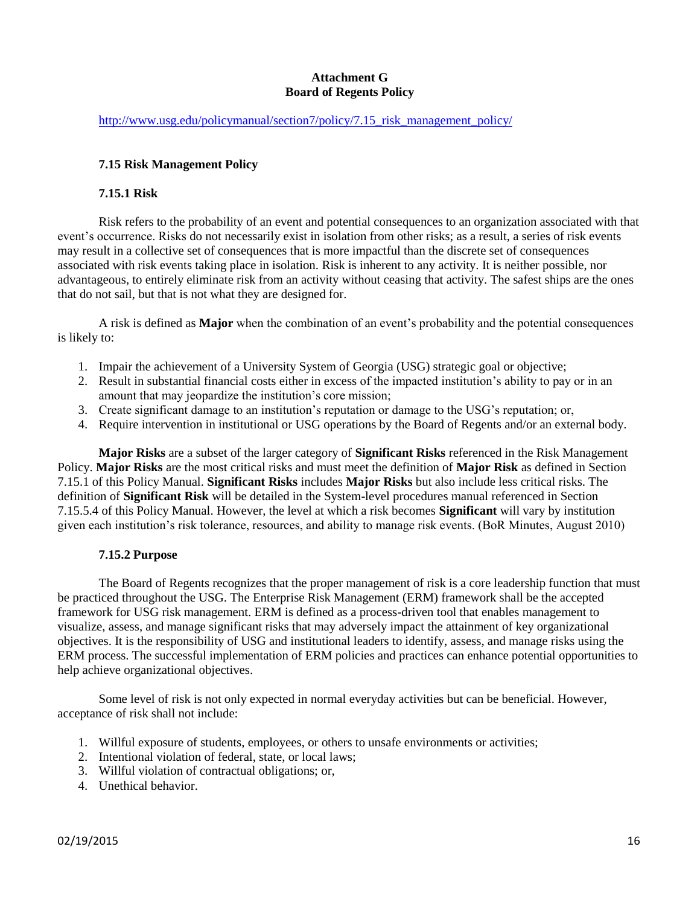**Attachment G**
**Board of Regents Policy**

http://www.usg.edu/policymanual/section7/policy/7.15_risk_management_policy/

### 7.15 Risk Management Policy

#### 7.15.1 Risk

Risk refers to the probability of an event and potential consequences to an organization associated with that event's occurrence. Risks do not necessarily exist in isolation from other risks; as a result, a series of risk events may result in a collective set of consequences that is more impactful than the discrete set of consequences associated with risk events taking place in isolation. Risk is inherent to any activity. It is neither possible, nor advantageous, to entirely eliminate risk from an activity without ceasing that activity. The safest ships are the ones that do not sail, but that is not what they are designed for.

A risk is defined as **Major** when the combination of an event's probability and the potential consequences is likely to:

1. Impair the achievement of a University System of Georgia (USG) strategic goal or objective;
2. Result in substantial financial costs either in excess of the impacted institution's ability to pay or in an amount that may jeopardize the institution's core mission;
3. Create significant damage to an institution's reputation or damage to the USG's reputation; or,
4. Require intervention in institutional or USG operations by the Board of Regents and/or an external body.

**Major Risks** are a subset of the larger category of **Significant Risks** referenced in the Risk Management Policy. **Major Risks** are the most critical risks and must meet the definition of **Major Risk** as defined in Section 7.15.1 of this Policy Manual. **Significant Risks** includes **Major Risks** but also include less critical risks. The definition of **Significant Risk** will be detailed in the System-level procedures manual referenced in Section 7.15.5.4 of this Policy Manual. However, the level at which a risk becomes **Significant** will vary by institution given each institution's risk tolerance, resources, and ability to manage risk events. (BoR Minutes, August 2010)

#### 7.15.2 Purpose

The Board of Regents recognizes that the proper management of risk is a core leadership function that must be practiced throughout the USG. The Enterprise Risk Management (ERM) framework shall be the accepted framework for USG risk management. ERM is defined as a process-driven tool that enables management to visualize, assess, and manage significant risks that may adversely impact the attainment of key organizational objectives. It is the responsibility of USG and institutional leaders to identify, assess, and manage risks using the ERM process. The successful implementation of ERM policies and practices can enhance potential opportunities to help achieve organizational objectives.

Some level of risk is not only expected in normal everyday activities but can be beneficial. However, acceptance of risk shall not include:

1. Willful exposure of students, employees, or others to unsafe environments or activities;
2. Intentional violation of federal, state, or local laws;
3. Willful violation of contractual obligations; or,
4. Unethical behavior.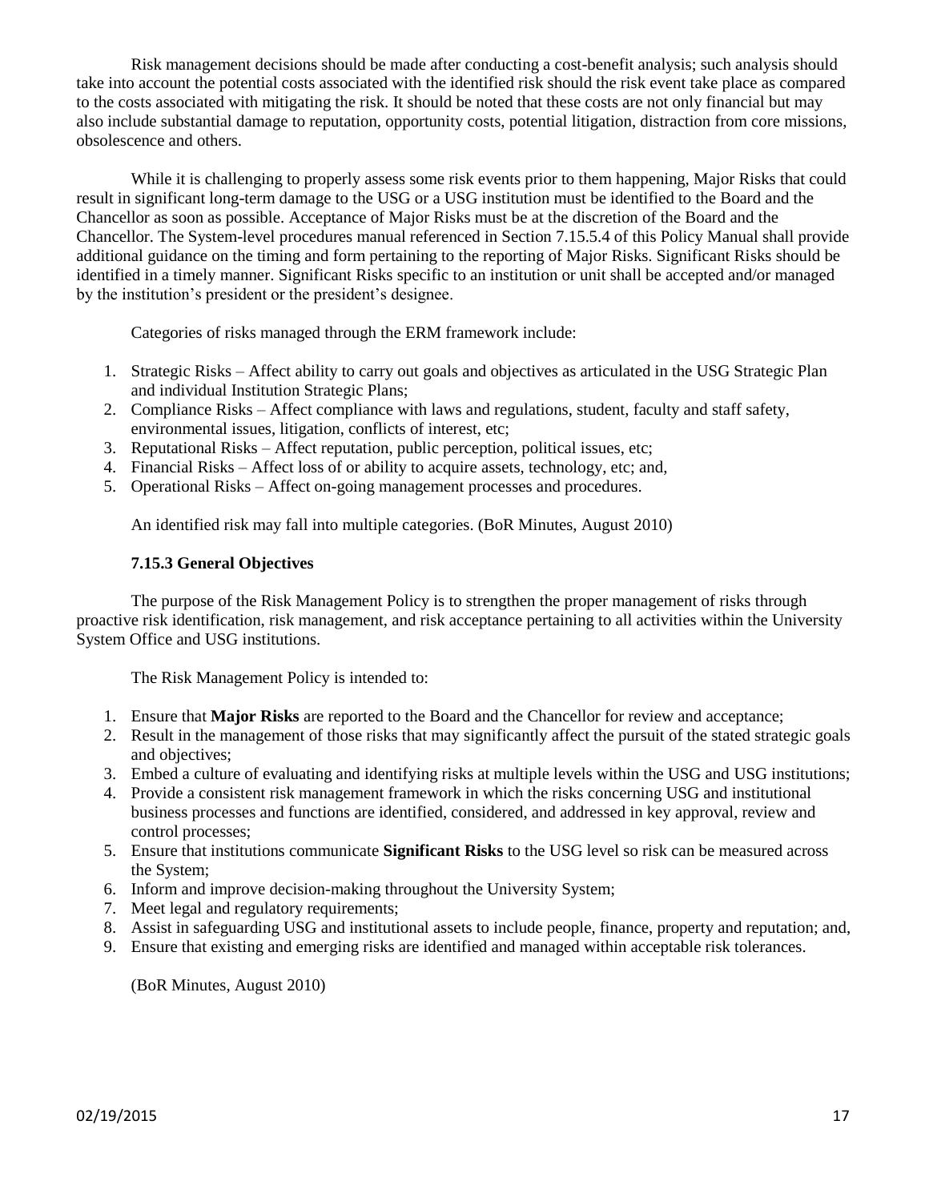Risk management decisions should be made after conducting a cost-benefit analysis; such analysis should take into account the potential costs associated with the identified risk should the risk event take place as compared to the costs associated with mitigating the risk. It should be noted that these costs are not only financial but may also include substantial damage to reputation, opportunity costs, potential litigation, distraction from core missions, obsolescence and others.

While it is challenging to properly assess some risk events prior to them happening, Major Risks that could result in significant long-term damage to the USG or a USG institution must be identified to the Board and the Chancellor as soon as possible. Acceptance of Major Risks must be at the discretion of the Board and the Chancellor. The System-level procedures manual referenced in Section 7.15.5.4 of this Policy Manual shall provide additional guidance on the timing and form pertaining to the reporting of Major Risks. Significant Risks should be identified in a timely manner. Significant Risks specific to an institution or unit shall be accepted and/or managed by the institution's president or the president's designee.

Categories of risks managed through the ERM framework include:

1. Strategic Risks – Affect ability to carry out goals and objectives as articulated in the USG Strategic Plan and individual Institution Strategic Plans;
2. Compliance Risks – Affect compliance with laws and regulations, student, faculty and staff safety, environmental issues, litigation, conflicts of interest, etc;
3. Reputational Risks – Affect reputation, public perception, political issues, etc;
4. Financial Risks – Affect loss of or ability to acquire assets, technology, etc; and,
5. Operational Risks – Affect on-going management processes and procedures.

An identified risk may fall into multiple categories. (BoR Minutes, August 2010)

### 7.15.3 General Objectives

The purpose of the Risk Management Policy is to strengthen the proper management of risks through proactive risk identification, risk management, and risk acceptance pertaining to all activities within the University System Office and USG institutions.

The Risk Management Policy is intended to:

1. Ensure that **Major Risks** are reported to the Board and the Chancellor for review and acceptance;
2. Result in the management of those risks that may significantly affect the pursuit of the stated strategic goals and objectives;
3. Embed a culture of evaluating and identifying risks at multiple levels within the USG and USG institutions;
4. Provide a consistent risk management framework in which the risks concerning USG and institutional business processes and functions are identified, considered, and addressed in key approval, review and control processes;
5. Ensure that institutions communicate **Significant Risks** to the USG level so risk can be measured across the System;
6. Inform and improve decision-making throughout the University System;
7. Meet legal and regulatory requirements;
8. Assist in safeguarding USG and institutional assets to include people, finance, property and reputation; and,
9. Ensure that existing and emerging risks are identified and managed within acceptable risk tolerances.

(BoR Minutes, August 2010)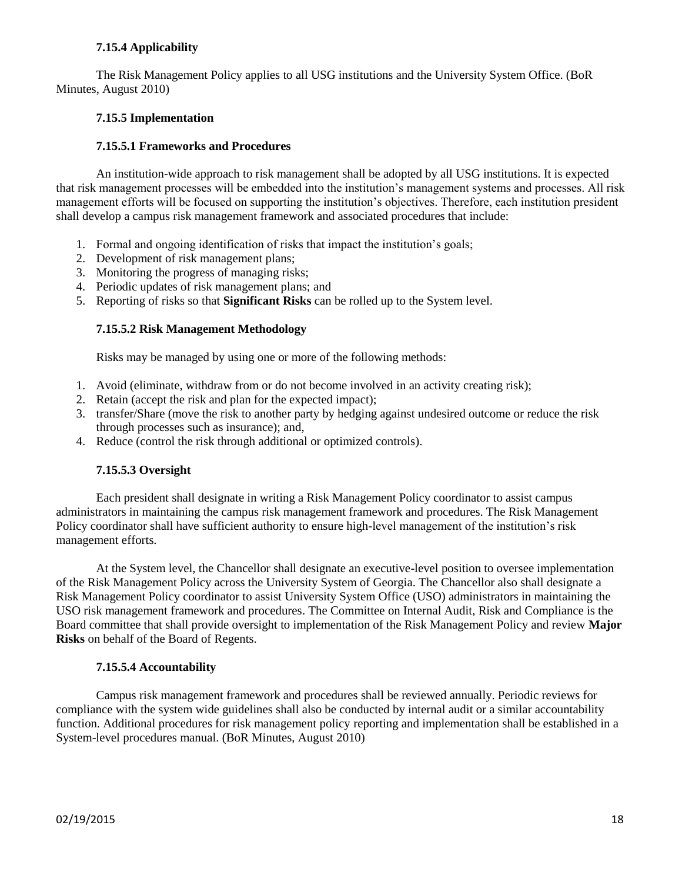### 7.15.4 Applicability

The Risk Management Policy applies to all USG institutions and the University System Office. (BoR Minutes, August 2010)

### 7.15.5 Implementation

#### 7.15.5.1 Frameworks and Procedures

An institution-wide approach to risk management shall be adopted by all USG institutions. It is expected that risk management processes will be embedded into the institution's management systems and processes. All risk management efforts will be focused on supporting the institution's objectives. Therefore, each institution president shall develop a campus risk management framework and associated procedures that include:

1. Formal and ongoing identification of risks that impact the institution's goals;
2. Development of risk management plans;
3. Monitoring the progress of managing risks;
4. Periodic updates of risk management plans; and
5. Reporting of risks so that **Significant Risks** can be rolled up to the System level.

#### 7.15.5.2 Risk Management Methodology

Risks may be managed by using one or more of the following methods:

1. Avoid (eliminate, withdraw from or do not become involved in an activity creating risk);
2. Retain (accept the risk and plan for the expected impact);
3. transfer/Share (move the risk to another party by hedging against undesired outcome or reduce the risk through processes such as insurance); and,
4. Reduce (control the risk through additional or optimized controls).

#### 7.15.5.3 Oversight

Each president shall designate in writing a Risk Management Policy coordinator to assist campus administrators in maintaining the campus risk management framework and procedures. The Risk Management Policy coordinator shall have sufficient authority to ensure high-level management of the institution's risk management efforts.

At the System level, the Chancellor shall designate an executive-level position to oversee implementation of the Risk Management Policy across the University System of Georgia. The Chancellor also shall designate a Risk Management Policy coordinator to assist University System Office (USO) administrators in maintaining the USO risk management framework and procedures. The Committee on Internal Audit, Risk and Compliance is the Board committee that shall provide oversight to implementation of the Risk Management Policy and review **Major Risks** on behalf of the Board of Regents.

#### 7.15.5.4 Accountability

Campus risk management framework and procedures shall be reviewed annually. Periodic reviews for compliance with the system wide guidelines shall also be conducted by internal audit or a similar accountability function. Additional procedures for risk management policy reporting and implementation shall be established in a System-level procedures manual. (BoR Minutes, August 2010)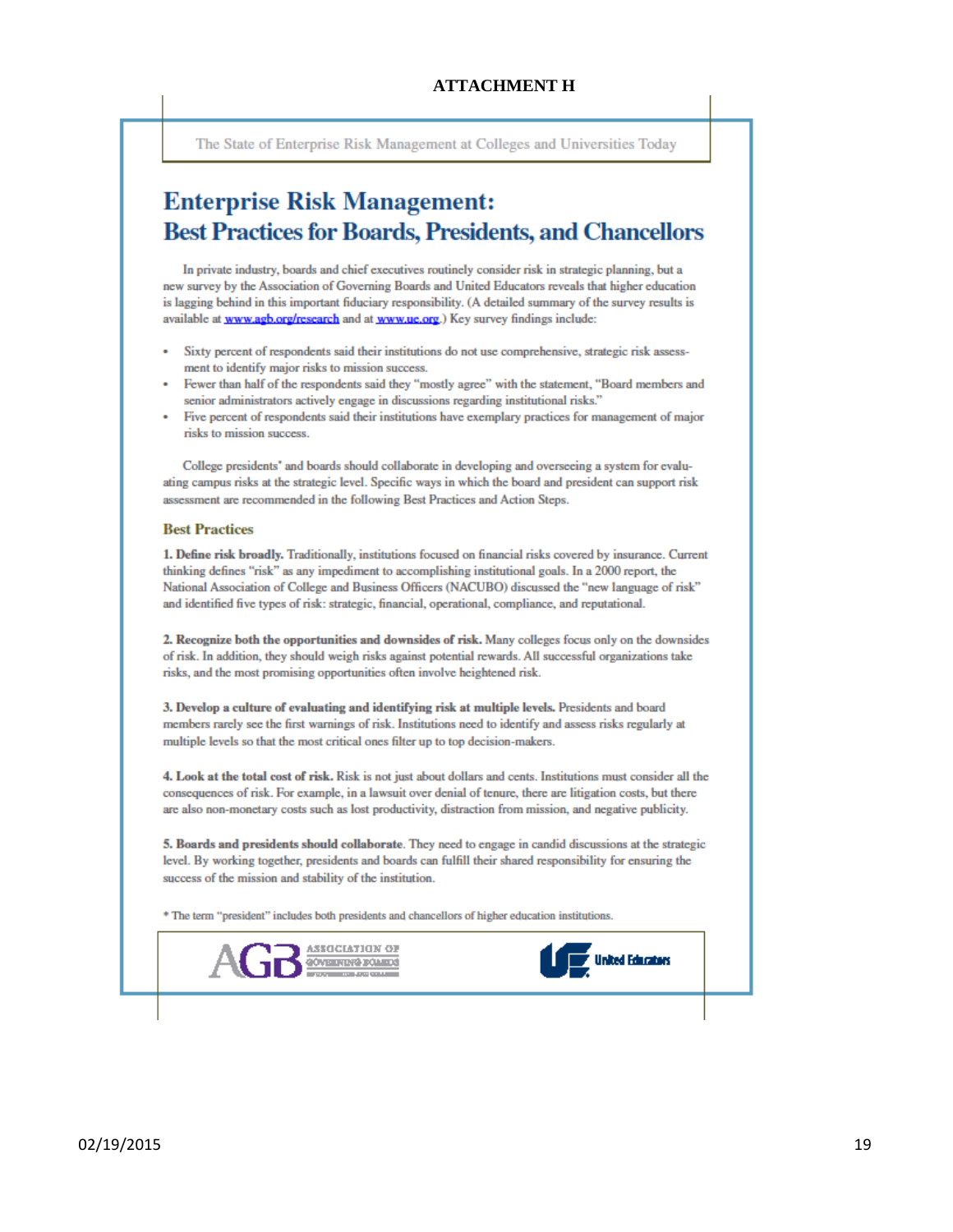# ATTACHMENT H

The State of Enterprise Risk Management at Colleges and Universities Today

## Enterprise Risk Management: Best Practices for Boards, Presidents, and Chancellors

In private industry, boards and chief executives routinely consider risk in strategic planning, but a new survey by the Association of Governing Boards and United Educators reveals that higher education is lagging behind in this important fiduciary responsibility. (A detailed summary of the survey results is available at www.agb.org/research and at www.ue.org.) Key survey findings include:

- Sixty percent of respondents said their institutions do not use comprehensive, strategic risk assessment to identify major risks to mission success.
- Fewer than half of the respondents said they "mostly agree" with the statement, "Board members and senior administrators actively engage in discussions regarding institutional risks."
- Five percent of respondents said their institutions have exemplary practices for management of major risks to mission success.

College presidents* and boards should collaborate in developing and overseeing a system for evaluating campus risks at the strategic level. Specific ways in which the board and president can support risk assessment are recommended in the following Best Practices and Action Steps.

### Best Practices

**1. Define risk broadly.** Traditionally, institutions focused on financial risks covered by insurance. Current thinking defines "risk" as any impediment to accomplishing institutional goals. In a 2000 report, the National Association of College and Business Officers (NACUBO) discussed the "new language of risk" and identified five types of risk: strategic, financial, operational, compliance, and reputational.

**2. Recognize both the opportunities and downsides of risk.** Many colleges focus only on the downsides of risk. In addition, they should weigh risks against potential rewards. All successful organizations take risks, and the most promising opportunities often involve heightened risk.

**3. Develop a culture of evaluating and identifying risk at multiple levels.** Presidents and board members rarely see the first warnings of risk. Institutions need to identify and assess risks regularly at multiple levels so that the most critical ones filter up to top decision-makers.

**4. Look at the total cost of risk.** Risk is not just about dollars and cents. Institutions must consider all the consequences of risk. For example, in a lawsuit over denial of tenure, there are litigation costs, but there are also non-monetary costs such as lost productivity, distraction from mission, and negative publicity.

**5. Boards and presidents should collaborate.** They need to engage in candid discussions at the strategic level. By working together, presidents and boards can fulfill their shared responsibility for ensuring the success of the mission and stability of the institution.

* The term "president" includes both presidents and chancellors of higher education institutions.

AGB Association of Governing Boards of Universities and Colleges

United Educators

02/19/2015